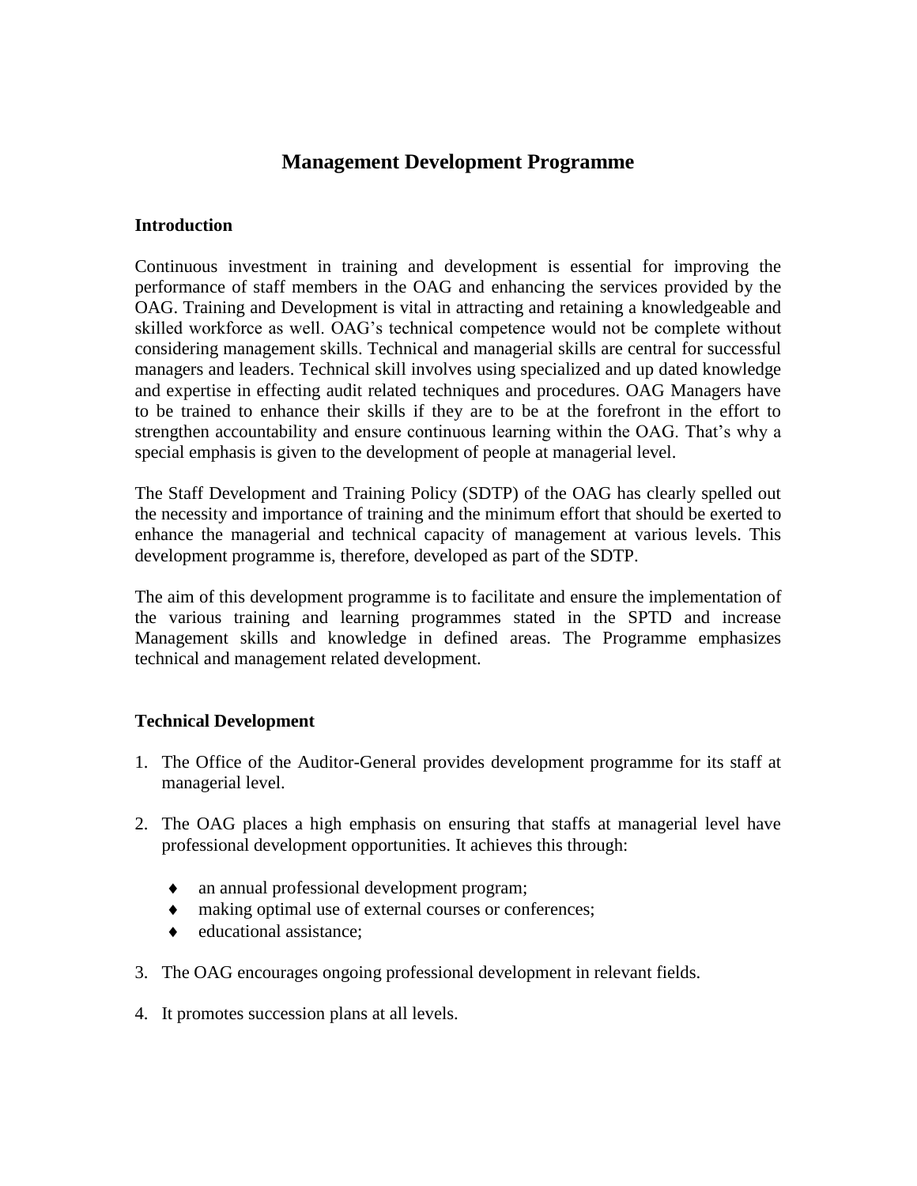# Management Development Programme

## Introduction

Continuous investment in training and development is essential for improving the performance of staff members in the OAG and enhancing the services provided by the OAG. Training and Development is vital in attracting and retaining a knowledgeable and skilled workforce as well. OAG's technical competence would not be complete without considering management skills. Technical and managerial skills are central for successful managers and leaders. Technical skill involves using specialized and up dated knowledge and expertise in effecting audit related techniques and procedures. OAG Managers have to be trained to enhance their skills if they are to be at the forefront in the effort to strengthen accountability and ensure continuous learning within the OAG. That's why a special emphasis is given to the development of people at managerial level.

The Staff Development and Training Policy (SDTP) of the OAG has clearly spelled out the necessity and importance of training and the minimum effort that should be exerted to enhance the managerial and technical capacity of management at various levels. This development programme is, therefore, developed as part of the SDTP.

The aim of this development programme is to facilitate and ensure the implementation of the various training and learning programmes stated in the SPTD and increase Management skills and knowledge in defined areas. The Programme emphasizes technical and management related development.

## Technical Development

1. The Office of the Auditor-General provides development programme for its staff at managerial level.

2. The OAG places a high emphasis on ensuring that staffs at managerial level have professional development opportunities. It achieves this through:

   - an annual professional development program;
   - making optimal use of external courses or conferences;
   - educational assistance;

3. The OAG encourages ongoing professional development in relevant fields.

4. It promotes succession plans at all levels.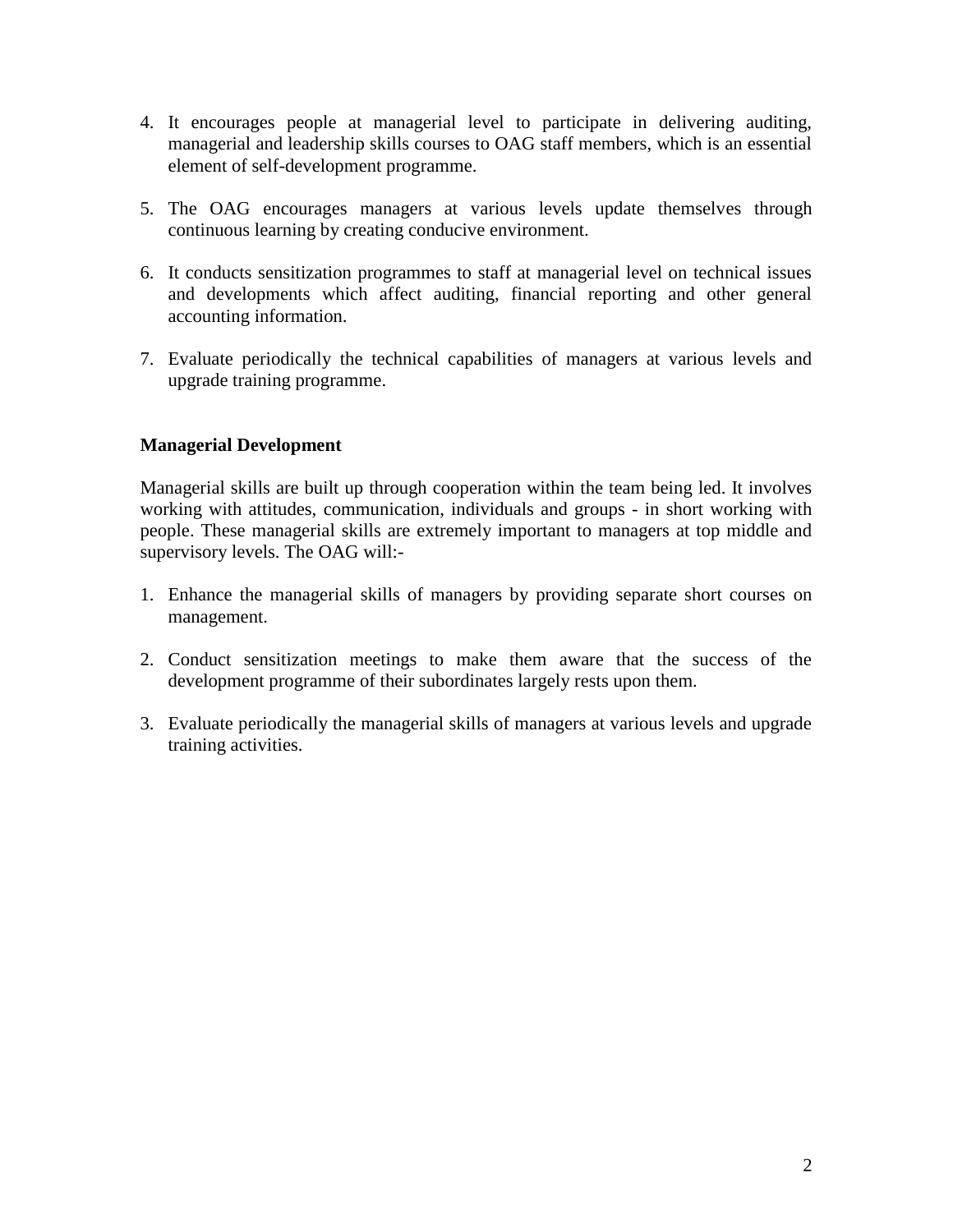4. It encourages people at managerial level to participate in delivering auditing, managerial and leadership skills courses to OAG staff members, which is an essential element of self-development programme.

5. The OAG encourages managers at various levels update themselves through continuous learning by creating conducive environment.

6. It conducts sensitization programmes to staff at managerial level on technical issues and developments which affect auditing, financial reporting and other general accounting information.

7. Evaluate periodically the technical capabilities of managers at various levels and upgrade training programme.

**Managerial Development**

Managerial skills are built up through cooperation within the team being led. It involves working with attitudes, communication, individuals and groups - in short working with people. These managerial skills are extremely important to managers at top middle and supervisory levels. The OAG will:-

1. Enhance the managerial skills of managers by providing separate short courses on management.

2. Conduct sensitization meetings to make them aware that the success of the development programme of their subordinates largely rests upon them.

3. Evaluate periodically the managerial skills of managers at various levels and upgrade training activities.